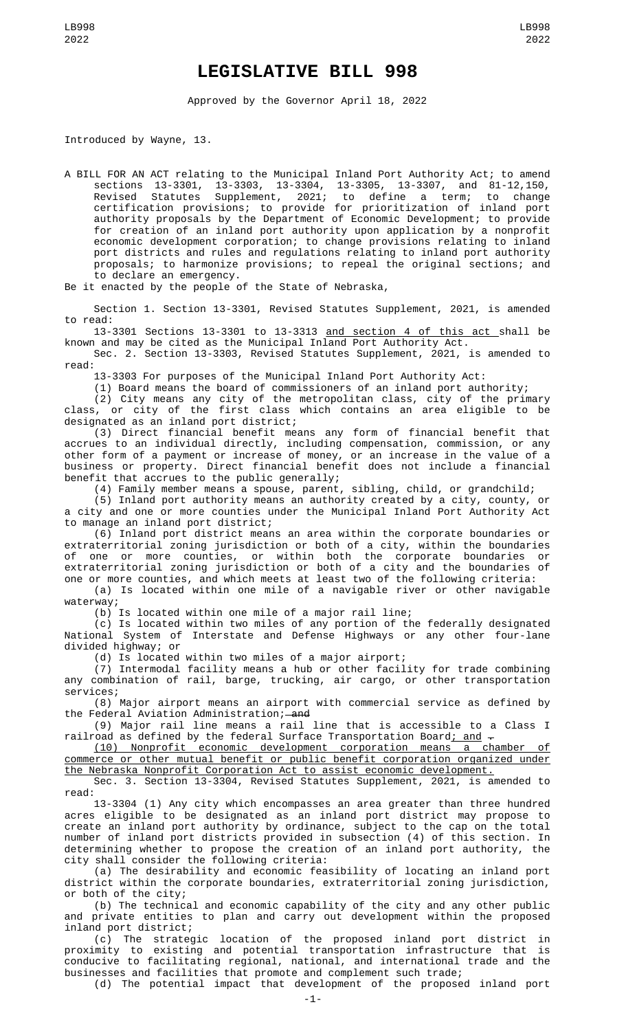# LEGISLATIVE BILL 998

Approved by the Governor April 18, 2022

Introduced by Wayne, 13.

A BILL FOR AN ACT relating to the Municipal Inland Port Authority Act; to amend sections 13-3301, 13-3303, 13-3304, 13-3305, 13-3307, and 81-12,150, Revised Statutes Supplement, 2021; to define a term; to change certification provisions; to provide for prioritization of inland port authority proposals by the Department of Economic Development; to provide for creation of an inland port authority upon application by a nonprofit economic development corporation; to change provisions relating to inland port districts and rules and regulations relating to inland port authority proposals; to harmonize provisions; to repeal the original sections; and to declare an emergency.

Be it enacted by the people of the State of Nebraska,

Section 1. Section 13-3301, Revised Statutes Supplement, 2021, is amended to read:

13-3301 Sections 13-3301 to 13-3313 <u>and section 4 of this act</u> shall be known and may be cited as the Municipal Inland Port Authority Act.

Sec. 2. Section 13-3303, Revised Statutes Supplement, 2021, is amended to read:

13-3303 For purposes of the Municipal Inland Port Authority Act:

(1) Board means the board of commissioners of an inland port authority;

(2) City means any city of the metropolitan class, city of the primary class, or city of the first class which contains an area eligible to be designated as an inland port district;

(3) Direct financial benefit means any form of financial benefit that accrues to an individual directly, including compensation, commission, or any other form of a payment or increase of money, or an increase in the value of a business or property. Direct financial benefit does not include a financial benefit that accrues to the public generally;

(4) Family member means a spouse, parent, sibling, child, or grandchild;

(5) Inland port authority means an authority created by a city, county, or a city and one or more counties under the Municipal Inland Port Authority Act to manage an inland port district;

(6) Inland port district means an area within the corporate boundaries or extraterritorial zoning jurisdiction or both of a city, within the boundaries of one or more counties, or within both the corporate boundaries or extraterritorial zoning jurisdiction or both of a city and the boundaries of one or more counties, and which meets at least two of the following criteria:

(a) Is located within one mile of a navigable river or other navigable waterway;

(b) Is located within one mile of a major rail line;

(c) Is located within two miles of any portion of the federally designated National System of Interstate and Defense Highways or any other four-lane divided highway; or

(d) Is located within two miles of a major airport;

(7) Intermodal facility means a hub or other facility for trade combining any combination of rail, barge, trucking, air cargo, or other transportation services;

(8) Major airport means an airport with commercial service as defined by the Federal Aviation Administration; ~~and~~

(9) Major rail line means a rail line that is accessible to a Class I railroad as defined by the federal Surface Transportation Board<u>; and</u> ~~.~~

<u>(10) Nonprofit economic development corporation means a chamber of commerce or other mutual benefit or public benefit corporation organized under the Nebraska Nonprofit Corporation Act to assist economic development.</u>

Sec. 3. Section 13-3304, Revised Statutes Supplement, 2021, is amended to read:

13-3304 (1) Any city which encompasses an area greater than three hundred acres eligible to be designated as an inland port district may propose to create an inland port authority by ordinance, subject to the cap on the total number of inland port districts provided in subsection (4) of this section. In determining whether to propose the creation of an inland port authority, the city shall consider the following criteria:

(a) The desirability and economic feasibility of locating an inland port district within the corporate boundaries, extraterritorial zoning jurisdiction, or both of the city;

(b) The technical and economic capability of the city and any other public and private entities to plan and carry out development within the proposed inland port district;

(c) The strategic location of the proposed inland port district in proximity to existing and potential transportation infrastructure that is conducive to facilitating regional, national, and international trade and the businesses and facilities that promote and complement such trade;

(d) The potential impact that development of the proposed inland port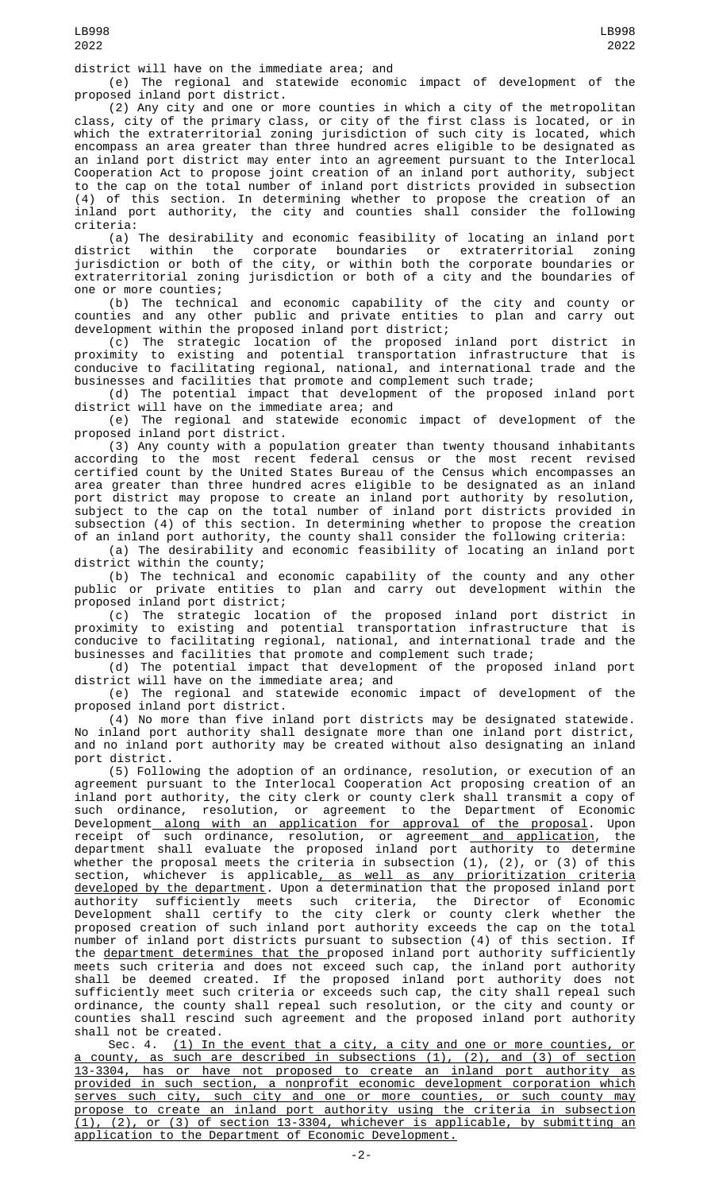district will have on the immediate area; and

(e) The regional and statewide economic impact of development of the proposed inland port district.

(2) Any city and one or more counties in which a city of the metropolitan class, city of the primary class, or city of the first class is located, or in which the extraterritorial zoning jurisdiction of such city is located, which encompass an area greater than three hundred acres eligible to be designated as an inland port district may enter into an agreement pursuant to the Interlocal Cooperation Act to propose joint creation of an inland port authority, subject to the cap on the total number of inland port districts provided in subsection (4) of this section. In determining whether to propose the creation of an inland port authority, the city and counties shall consider the following criteria:

(a) The desirability and economic feasibility of locating an inland port district within the corporate boundaries or extraterritorial zoning jurisdiction or both of the city, or within both the corporate boundaries or extraterritorial zoning jurisdiction or both of a city and the boundaries of one or more counties;

(b) The technical and economic capability of the city and county or counties and any other public and private entities to plan and carry out development within the proposed inland port district;

(c) The strategic location of the proposed inland port district in proximity to existing and potential transportation infrastructure that is conducive to facilitating regional, national, and international trade and the businesses and facilities that promote and complement such trade;

(d) The potential impact that development of the proposed inland port district will have on the immediate area; and

(e) The regional and statewide economic impact of development of the proposed inland port district.

(3) Any county with a population greater than twenty thousand inhabitants according to the most recent federal census or the most recent revised certified count by the United States Bureau of the Census which encompasses an area greater than three hundred acres eligible to be designated as an inland port district may propose to create an inland port authority by resolution, subject to the cap on the total number of inland port districts provided in subsection (4) of this section. In determining whether to propose the creation of an inland port authority, the county shall consider the following criteria:

(a) The desirability and economic feasibility of locating an inland port district within the county;

(b) The technical and economic capability of the county and any other public or private entities to plan and carry out development within the proposed inland port district;

(c) The strategic location of the proposed inland port district in proximity to existing and potential transportation infrastructure that is conducive to facilitating regional, national, and international trade and the businesses and facilities that promote and complement such trade;

(d) The potential impact that development of the proposed inland port district will have on the immediate area; and

(e) The regional and statewide economic impact of development of the proposed inland port district.

(4) No more than five inland port districts may be designated statewide. No inland port authority shall designate more than one inland port district, and no inland port authority may be created without also designating an inland port district.

(5) Following the adoption of an ordinance, resolution, or execution of an agreement pursuant to the Interlocal Cooperation Act proposing creation of an inland port authority, the city clerk or county clerk shall transmit a copy of such ordinance, resolution, or agreement to the Department of Economic Development along with an application for approval of the proposal. Upon receipt of such ordinance, resolution, or agreement and application, the department shall evaluate the proposed inland port authority to determine whether the proposal meets the criteria in subsection (1), (2), or (3) of this section, whichever is applicable, as well as any prioritization criteria developed by the department. Upon a determination that the proposed inland port authority sufficiently meets such criteria, the Director of Economic Development shall certify to the city clerk or county clerk whether the proposed creation of such inland port authority exceeds the cap on the total number of inland port districts pursuant to subsection (4) of this section. If the department determines that the proposed inland port authority sufficiently meets such criteria and does not exceed such cap, the inland port authority shall be deemed created. If the proposed inland port authority does not sufficiently meet such criteria or exceeds such cap, the city shall repeal such ordinance, the county shall repeal such resolution, or the city and county or counties shall rescind such agreement and the proposed inland port authority shall not be created.

Sec. 4. (1) In the event that a city, a city and one or more counties, or a county, as such are described in subsections (1), (2), and (3) of section 13-3304, has or have not proposed to create an inland port authority as provided in such section, a nonprofit economic development corporation which serves such city, such city and one or more counties, or such county may propose to create an inland port authority using the criteria in subsection (1), (2), or (3) of section 13-3304, whichever is applicable, by submitting an application to the Department of Economic Development.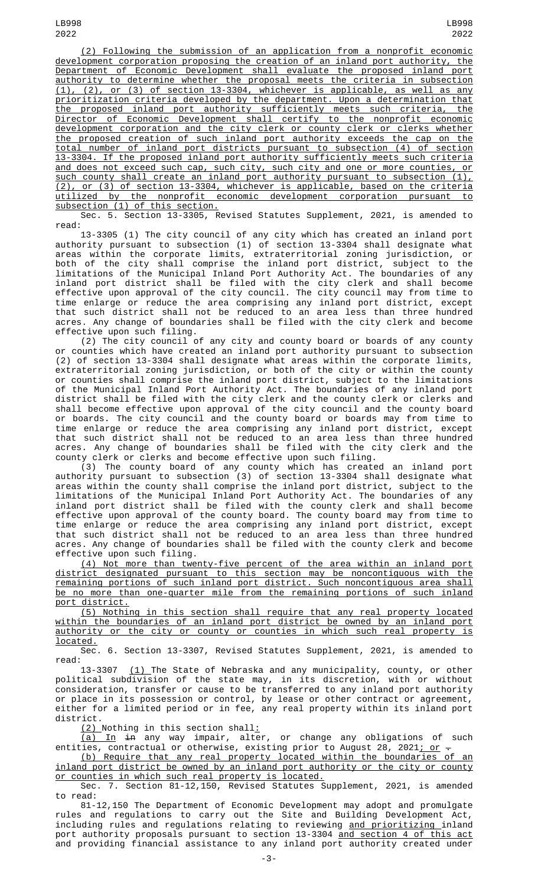(2) Following the submission of an application from a nonprofit economic development corporation proposing the creation of an inland port authority, the Department of Economic Development shall evaluate the proposed inland port authority to determine whether the proposal meets the criteria in subsection (1), (2), or (3) of section 13-3304, whichever is applicable, as well as any prioritization criteria developed by the department. Upon a determination that the proposed inland port authority sufficiently meets such criteria, the Director of Economic Development shall certify to the nonprofit economic development corporation and the city clerk or county clerk or clerks whether the proposed creation of such inland port authority exceeds the cap on the total number of inland port districts pursuant to subsection (4) of section 13-3304. If the proposed inland port authority sufficiently meets such criteria and does not exceed such cap, such city, such city and one or more counties, or such county shall create an inland port authority pursuant to subsection (1), (2), or (3) of section 13-3304, whichever is applicable, based on the criteria utilized by the nonprofit economic development corporation pursuant to subsection (1) of this section.

Sec. 5. Section 13-3305, Revised Statutes Supplement, 2021, is amended to read:

13-3305 (1) The city council of any city which has created an inland port authority pursuant to subsection (1) of section 13-3304 shall designate what areas within the corporate limits, extraterritorial zoning jurisdiction, or both of the city shall comprise the inland port district, subject to the limitations of the Municipal Inland Port Authority Act. The boundaries of any inland port district shall be filed with the city clerk and shall become effective upon approval of the city council. The city council may from time to time enlarge or reduce the area comprising any inland port district, except that such district shall not be reduced to an area less than three hundred acres. Any change of boundaries shall be filed with the city clerk and become effective upon such filing.

(2) The city council of any city and county board or boards of any county or counties which have created an inland port authority pursuant to subsection (2) of section 13-3304 shall designate what areas within the corporate limits, extraterritorial zoning jurisdiction, or both of the city or within the county or counties shall comprise the inland port district, subject to the limitations of the Municipal Inland Port Authority Act. The boundaries of any inland port district shall be filed with the city clerk and the county clerk or clerks and shall become effective upon approval of the city council and the county board or boards. The city council and the county board or boards may from time to time enlarge or reduce the area comprising any inland port district, except that such district shall not be reduced to an area less than three hundred acres. Any change of boundaries shall be filed with the city clerk and the county clerk or clerks and become effective upon such filing.

(3) The county board of any county which has created an inland port authority pursuant to subsection (3) of section 13-3304 shall designate what areas within the county shall comprise the inland port district, subject to the limitations of the Municipal Inland Port Authority Act. The boundaries of any inland port district shall be filed with the county clerk and shall become effective upon approval of the county board. The county board may from time to time enlarge or reduce the area comprising any inland port district, except that such district shall not be reduced to an area less than three hundred acres. Any change of boundaries shall be filed with the county clerk and become effective upon such filing.

(4) Not more than twenty-five percent of the area within an inland port district designated pursuant to this section may be noncontiguous with the remaining portions of such inland port district. Such noncontiguous area shall be no more than one-quarter mile from the remaining portions of such inland port district.

(5) Nothing in this section shall require that any real property located within the boundaries of an inland port district be owned by an inland port authority or the city or county or counties in which such real property is located.

Sec. 6. Section 13-3307, Revised Statutes Supplement, 2021, is amended to read:

13-3307 (1) The State of Nebraska and any municipality, county, or other political subdivision of the state may, in its discretion, with or without consideration, transfer or cause to be transferred to any inland port authority or place in its possession or control, by lease or other contract or agreement, either for a limited period or in fee, any real property within its inland port district.

(2) Nothing in this section shall:

(a) In ~~in~~ any way impair, alter, or change any obligations of such entities, contractual or otherwise, existing prior to August 28, 2021; or ~~.~~

(b) Require that any real property located within the boundaries of an inland port district be owned by an inland port authority or the city or county or counties in which such real property is located.

Sec. 7. Section 81-12,150, Revised Statutes Supplement, 2021, is amended to read:

81-12,150 The Department of Economic Development may adopt and promulgate rules and regulations to carry out the Site and Building Development Act, including rules and regulations relating to reviewing and prioritizing inland port authority proposals pursuant to section 13-3304 and section 4 of this act and providing financial assistance to any inland port authority created under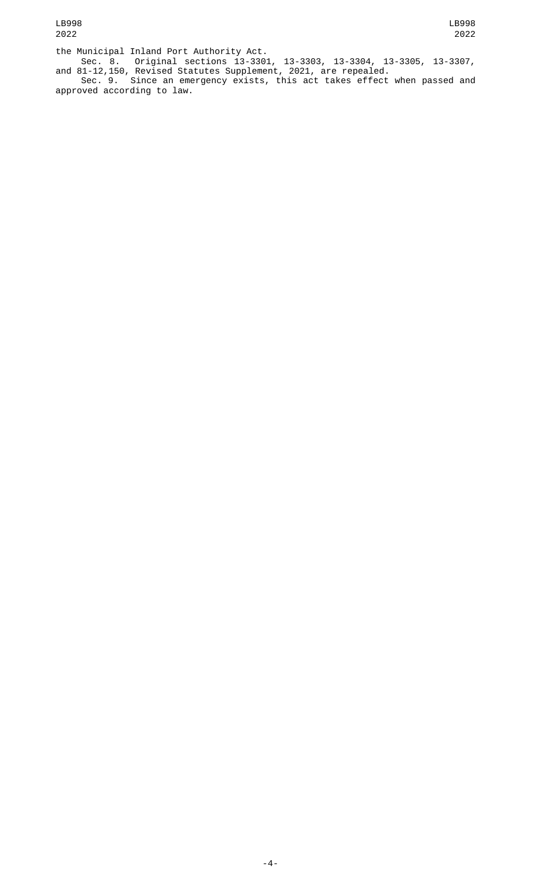the Municipal Inland Port Authority Act.

Sec. 8. Original sections 13-3301, 13-3303, 13-3304, 13-3305, 13-3307, and 81-12,150, Revised Statutes Supplement, 2021, are repealed.

Sec. 9. Since an emergency exists, this act takes effect when passed and approved according to law.